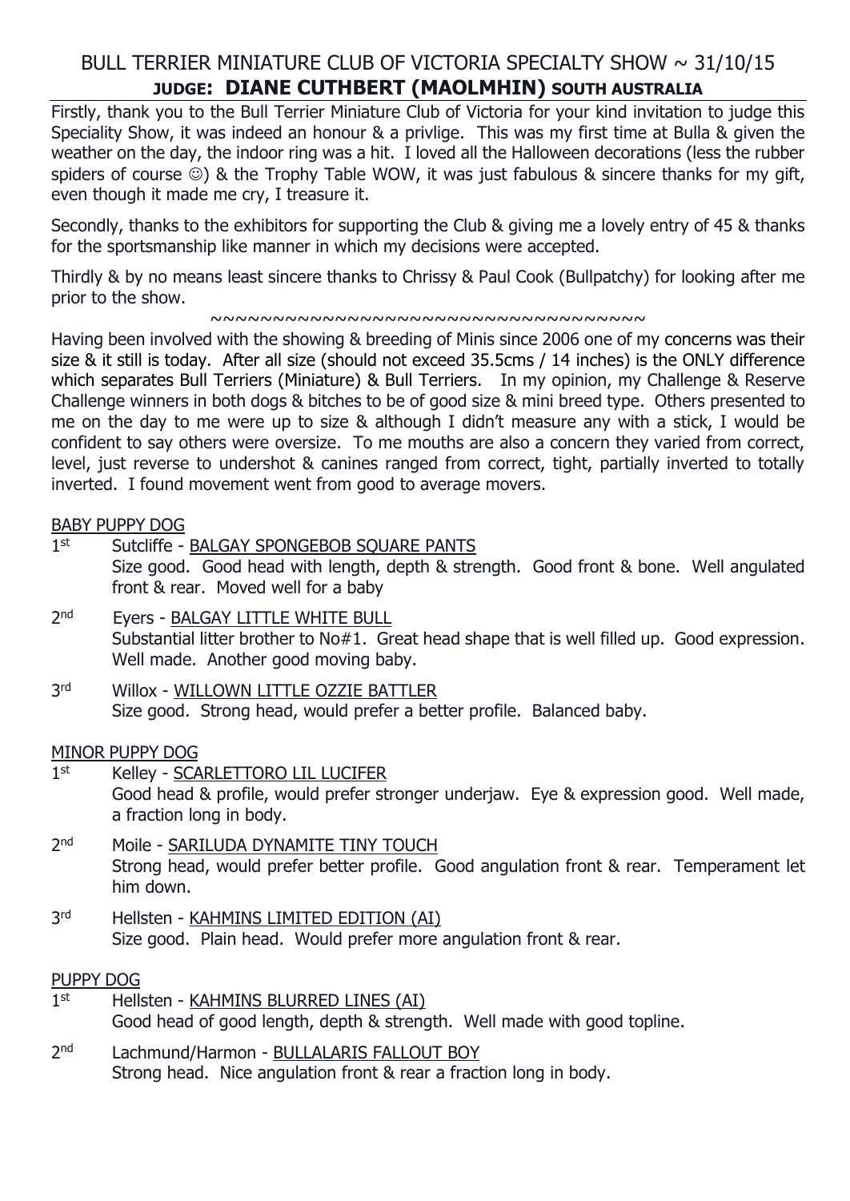# BULL TERRIER MINIATURE CLUB OF VICTORIA SPECIALTY SHOW ~ 31/10/15

## JUDGE: DIANE CUTHBERT (MAOLMHIN) SOUTH AUSTRALIA

Firstly, thank you to the Bull Terrier Miniature Club of Victoria for your kind invitation to judge this Speciality Show, it was indeed an honour & a privlige. This was my first time at Bulla & given the weather on the day, the indoor ring was a hit. I loved all the Halloween decorations (less the rubber spiders of course ☺) & the Trophy Table WOW, it was just fabulous & sincere thanks for my gift, even though it made me cry, I treasure it.

Secondly, thanks to the exhibitors for supporting the Club & giving me a lovely entry of 45 & thanks for the sportsmanship like manner in which my decisions were accepted.

Thirdly & by no means least sincere thanks to Chrissy & Paul Cook (Bullpatchy) for looking after me prior to the show.

~~~~~~~~~~~~~~~~~~~~~~~~~~~~~~~~~~~~~~

Having been involved with the showing & breeding of Minis since 2006 one of my concerns was their size & it still is today. After all size (should not exceed 35.5cms / 14 inches) is the ONLY difference which separates Bull Terriers (Miniature) & Bull Terriers. In my opinion, my Challenge & Reserve Challenge winners in both dogs & bitches to be of good size & mini breed type. Others presented to me on the day to me were up to size & although I didn't measure any with a stick, I would be confident to say others were oversize. To me mouths are also a concern they varied from correct, level, just reverse to undershot & canines ranged from correct, tight, partially inverted to totally inverted. I found movement went from good to average movers.

### BABY PUPPY DOG

1st Sutcliffe - BALGAY SPONGEBOB SQUARE PANTS
Size good. Good head with length, depth & strength. Good front & bone. Well angulated front & rear. Moved well for a baby

2nd Eyers - BALGAY LITTLE WHITE BULL
Substantial litter brother to No#1. Great head shape that is well filled up. Good expression. Well made. Another good moving baby.

3rd Willox - WILLOWN LITTLE OZZIE BATTLER
Size good. Strong head, would prefer a better profile. Balanced baby.

### MINOR PUPPY DOG

1st Kelley - SCARLETTORO LIL LUCIFER
Good head & profile, would prefer stronger underjaw. Eye & expression good. Well made, a fraction long in body.

2nd Moile - SARILUDA DYNAMITE TINY TOUCH
Strong head, would prefer better profile. Good angulation front & rear. Temperament let him down.

3rd Hellsten - KAHMINS LIMITED EDITION (AI)
Size good. Plain head. Would prefer more angulation front & rear.

### PUPPY DOG

1st Hellsten - KAHMINS BLURRED LINES (AI)
Good head of good length, depth & strength. Well made with good topline.

2nd Lachmund/Harmon - BULLALARIS FALLOUT BOY
Strong head. Nice angulation front & rear a fraction long in body.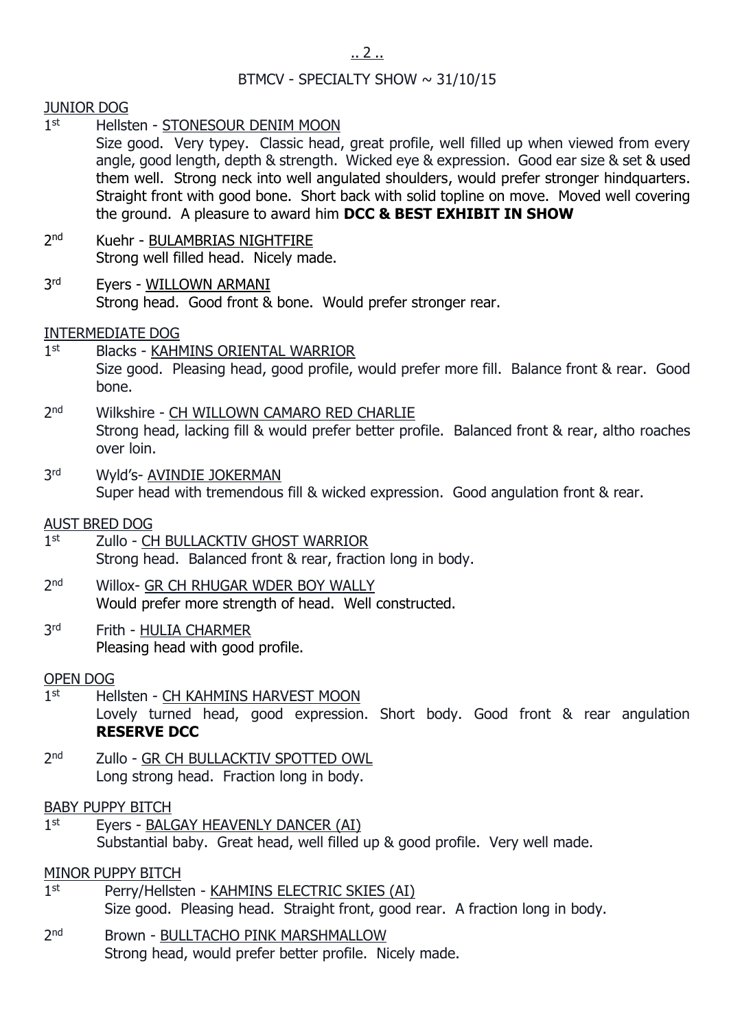BTMCV - SPECIALTY SHOW ~ 31/10/15

## JUNIOR DOG

1st Hellsten - STONESOUR DENIM MOON
Size good. Very typey. Classic head, great profile, well filled up when viewed from every angle, good length, depth & strength. Wicked eye & expression. Good ear size & set & used them well. Strong neck into well angulated shoulders, would prefer stronger hindquarters. Straight front with good bone. Short back with solid topline on move. Moved well covering the ground. A pleasure to award him **DCC & BEST EXHIBIT IN SHOW**

2nd Kuehr - BULAMBRIAS NIGHTFIRE
Strong well filled head. Nicely made.

3rd Eyers - WILLOWN ARMANI
Strong head. Good front & bone. Would prefer stronger rear.

## INTERMEDIATE DOG

1st Blacks - KAHMINS ORIENTAL WARRIOR
Size good. Pleasing head, good profile, would prefer more fill. Balance front & rear. Good bone.

2nd Wilkshire - CH WILLOWN CAMARO RED CHARLIE
Strong head, lacking fill & would prefer better profile. Balanced front & rear, altho roaches over loin.

3rd Wyld's- AVINDIE JOKERMAN
Super head with tremendous fill & wicked expression. Good angulation front & rear.

## AUST BRED DOG

1st Zullo - CH BULLACKTIV GHOST WARRIOR
Strong head. Balanced front & rear, fraction long in body.

2nd Willox- GR CH RHUGAR WDER BOY WALLY
Would prefer more strength of head. Well constructed.

3rd Frith - HULIA CHARMER
Pleasing head with good profile.

## OPEN DOG

1st Hellsten - CH KAHMINS HARVEST MOON
Lovely turned head, good expression. Short body. Good front & rear angulation **RESERVE DCC**

2nd Zullo - GR CH BULLACKTIV SPOTTED OWL
Long strong head. Fraction long in body.

## BABY PUPPY BITCH

1st Eyers - BALGAY HEAVENLY DANCER (AI)
Substantial baby. Great head, well filled up & good profile. Very well made.

## MINOR PUPPY BITCH

1st Perry/Hellsten - KAHMINS ELECTRIC SKIES (AI)
Size good. Pleasing head. Straight front, good rear. A fraction long in body.

2nd Brown - BULLTACHO PINK MARSHMALLOW
Strong head, would prefer better profile. Nicely made.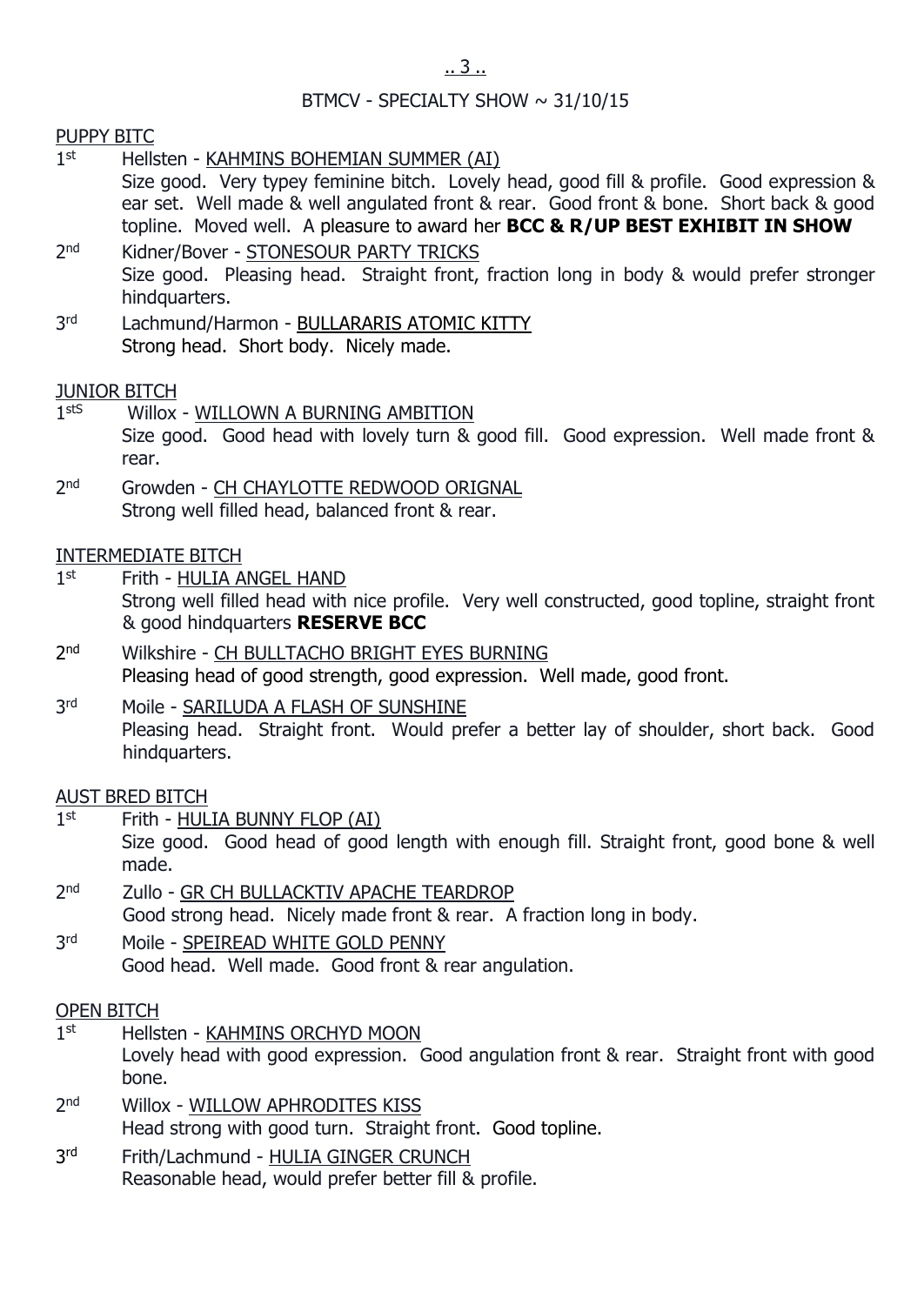BTMCV - SPECIALTY SHOW ~ 31/10/15

## PUPPY BITC

1st Hellsten - KAHMINS BOHEMIAN SUMMER (AI)
Size good. Very typey feminine bitch. Lovely head, good fill & profile. Good expression & ear set. Well made & well angulated front & rear. Good front & bone. Short back & good topline. Moved well. A pleasure to award her **BCC & R/UP BEST EXHIBIT IN SHOW**

2nd Kidner/Bover - STONESOUR PARTY TRICKS
Size good. Pleasing head. Straight front, fraction long in body & would prefer stronger hindquarters.

3rd Lachmund/Harmon - BULLARARIS ATOMIC KITTY
Strong head. Short body. Nicely made.

## JUNIOR BITCH

1stS Willox - WILLOWN A BURNING AMBITION
Size good. Good head with lovely turn & good fill. Good expression. Well made front & rear.

2nd Growden - CH CHAYLOTTE REDWOOD ORIGNAL
Strong well filled head, balanced front & rear.

## INTERMEDIATE BITCH

1st Frith - HULIA ANGEL HAND
Strong well filled head with nice profile. Very well constructed, good topline, straight front & good hindquarters **RESERVE BCC**

2nd Wilkshire - CH BULLTACHO BRIGHT EYES BURNING
Pleasing head of good strength, good expression. Well made, good front.

3rd Moile - SARILUDA A FLASH OF SUNSHINE
Pleasing head. Straight front. Would prefer a better lay of shoulder, short back. Good hindquarters.

## AUST BRED BITCH

1st Frith - HULIA BUNNY FLOP (AI)
Size good. Good head of good length with enough fill. Straight front, good bone & well made.

2nd Zullo - GR CH BULLACKTIV APACHE TEARDROP
Good strong head. Nicely made front & rear. A fraction long in body.

3rd Moile - SPEIREAD WHITE GOLD PENNY
Good head. Well made. Good front & rear angulation.

## OPEN BITCH

1st Hellsten - KAHMINS ORCHYD MOON
Lovely head with good expression. Good angulation front & rear. Straight front with good bone.

2nd Willox - WILLOW APHRODITES KISS
Head strong with good turn. Straight front. Good topline.

3rd Frith/Lachmund - HULIA GINGER CRUNCH
Reasonable head, would prefer better fill & profile.